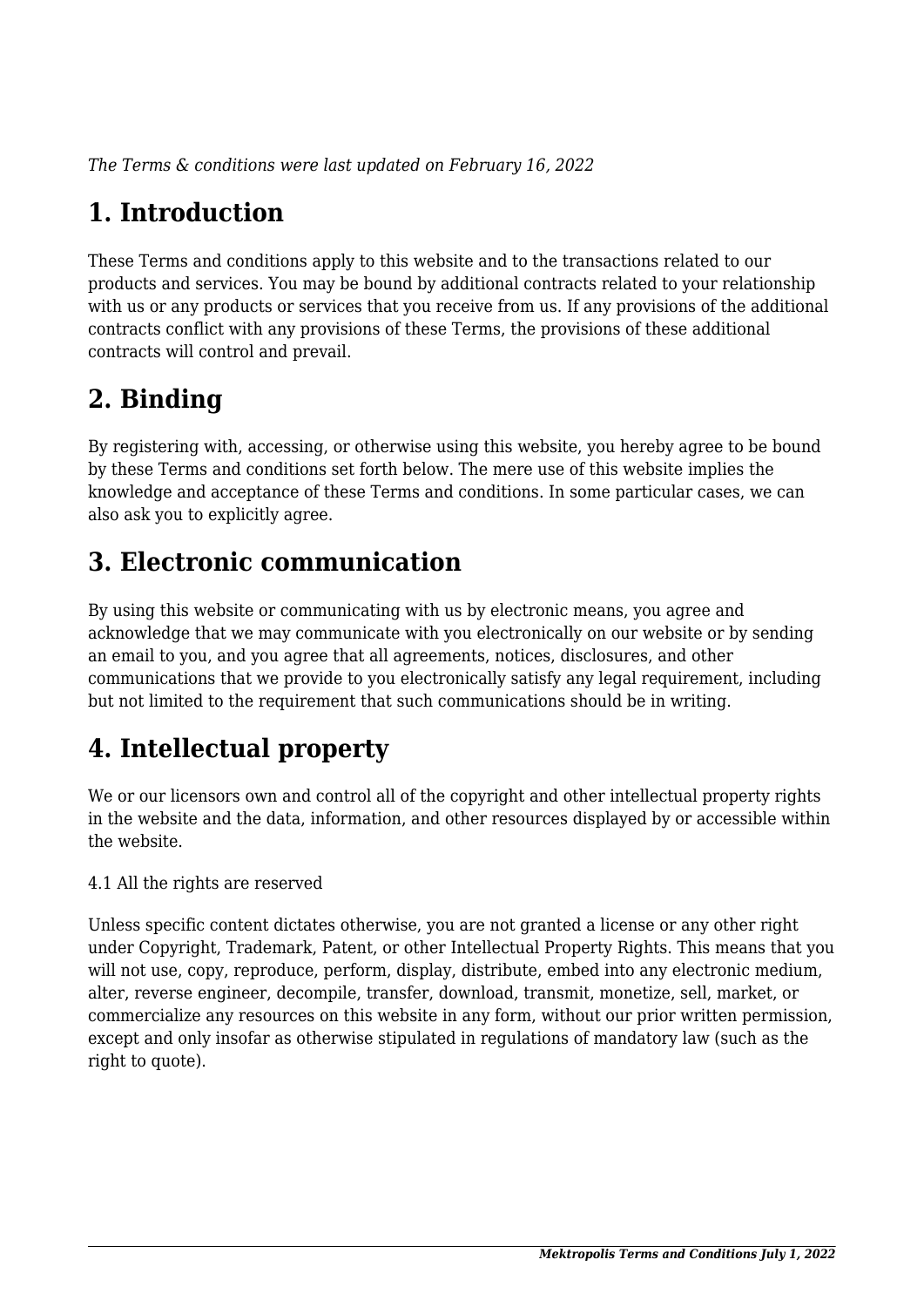*The Terms & conditions were last updated on February 16, 2022*

# 1. Introduction

These Terms and conditions apply to this website and to the transactions related to our products and services. You may be bound by additional contracts related to your relationship with us or any products or services that you receive from us. If any provisions of the additional contracts conflict with any provisions of these Terms, the provisions of these additional contracts will control and prevail.

# 2. Binding

By registering with, accessing, or otherwise using this website, you hereby agree to be bound by these Terms and conditions set forth below. The mere use of this website implies the knowledge and acceptance of these Terms and conditions. In some particular cases, we can also ask you to explicitly agree.

# 3. Electronic communication

By using this website or communicating with us by electronic means, you agree and acknowledge that we may communicate with you electronically on our website or by sending an email to you, and you agree that all agreements, notices, disclosures, and other communications that we provide to you electronically satisfy any legal requirement, including but not limited to the requirement that such communications should be in writing.

# 4. Intellectual property

We or our licensors own and control all of the copyright and other intellectual property rights in the website and the data, information, and other resources displayed by or accessible within the website.

4.1 All the rights are reserved

Unless specific content dictates otherwise, you are not granted a license or any other right under Copyright, Trademark, Patent, or other Intellectual Property Rights. This means that you will not use, copy, reproduce, perform, display, distribute, embed into any electronic medium, alter, reverse engineer, decompile, transfer, download, transmit, monetize, sell, market, or commercialize any resources on this website in any form, without our prior written permission, except and only insofar as otherwise stipulated in regulations of mandatory law (such as the right to quote).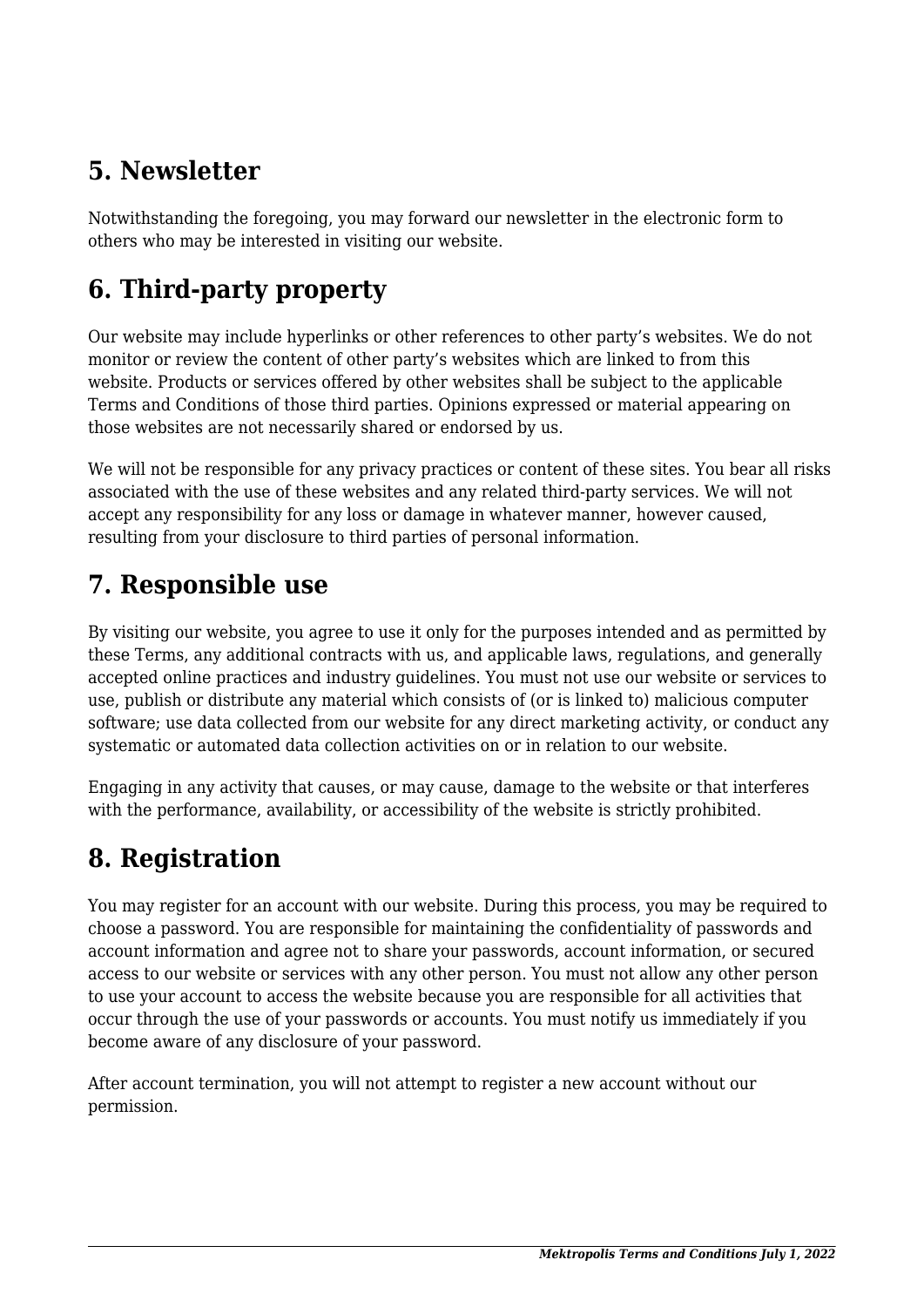## 5. Newsletter

Notwithstanding the foregoing, you may forward our newsletter in the electronic form to others who may be interested in visiting our website.

## 6. Third-party property

Our website may include hyperlinks or other references to other party's websites. We do not monitor or review the content of other party's websites which are linked to from this website. Products or services offered by other websites shall be subject to the applicable Terms and Conditions of those third parties. Opinions expressed or material appearing on those websites are not necessarily shared or endorsed by us.

We will not be responsible for any privacy practices or content of these sites. You bear all risks associated with the use of these websites and any related third-party services. We will not accept any responsibility for any loss or damage in whatever manner, however caused, resulting from your disclosure to third parties of personal information.

## 7. Responsible use

By visiting our website, you agree to use it only for the purposes intended and as permitted by these Terms, any additional contracts with us, and applicable laws, regulations, and generally accepted online practices and industry guidelines. You must not use our website or services to use, publish or distribute any material which consists of (or is linked to) malicious computer software; use data collected from our website for any direct marketing activity, or conduct any systematic or automated data collection activities on or in relation to our website.

Engaging in any activity that causes, or may cause, damage to the website or that interferes with the performance, availability, or accessibility of the website is strictly prohibited.

## 8. Registration

You may register for an account with our website. During this process, you may be required to choose a password. You are responsible for maintaining the confidentiality of passwords and account information and agree not to share your passwords, account information, or secured access to our website or services with any other person. You must not allow any other person to use your account to access the website because you are responsible for all activities that occur through the use of your passwords or accounts. You must notify us immediately if you become aware of any disclosure of your password.

After account termination, you will not attempt to register a new account without our permission.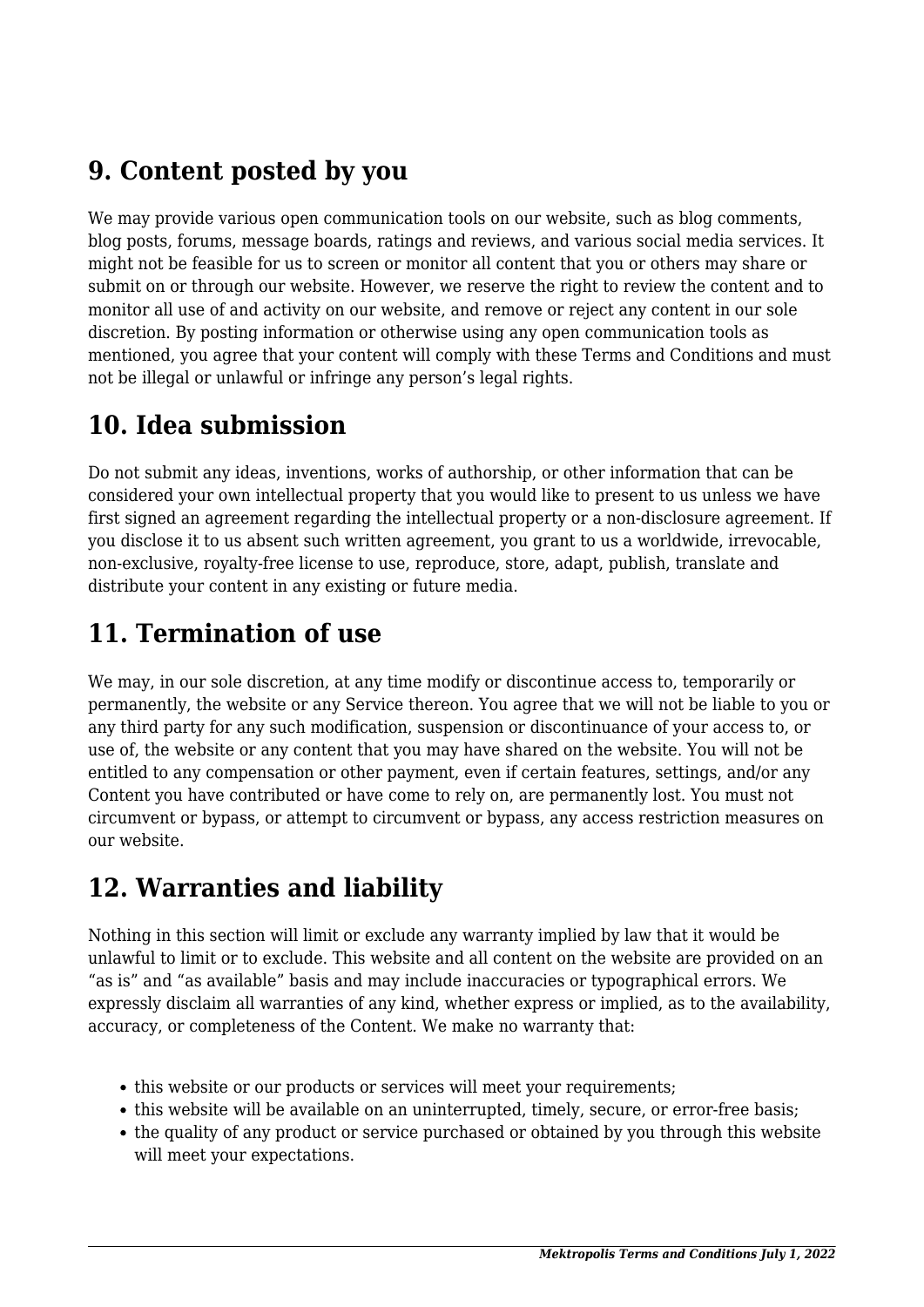## 9. Content posted by you

We may provide various open communication tools on our website, such as blog comments, blog posts, forums, message boards, ratings and reviews, and various social media services. It might not be feasible for us to screen or monitor all content that you or others may share or submit on or through our website. However, we reserve the right to review the content and to monitor all use of and activity on our website, and remove or reject any content in our sole discretion. By posting information or otherwise using any open communication tools as mentioned, you agree that your content will comply with these Terms and Conditions and must not be illegal or unlawful or infringe any person's legal rights.

## 10. Idea submission

Do not submit any ideas, inventions, works of authorship, or other information that can be considered your own intellectual property that you would like to present to us unless we have first signed an agreement regarding the intellectual property or a non-disclosure agreement. If you disclose it to us absent such written agreement, you grant to us a worldwide, irrevocable, non-exclusive, royalty-free license to use, reproduce, store, adapt, publish, translate and distribute your content in any existing or future media.

## 11. Termination of use

We may, in our sole discretion, at any time modify or discontinue access to, temporarily or permanently, the website or any Service thereon. You agree that we will not be liable to you or any third party for any such modification, suspension or discontinuance of your access to, or use of, the website or any content that you may have shared on the website. You will not be entitled to any compensation or other payment, even if certain features, settings, and/or any Content you have contributed or have come to rely on, are permanently lost. You must not circumvent or bypass, or attempt to circumvent or bypass, any access restriction measures on our website.

## 12. Warranties and liability

Nothing in this section will limit or exclude any warranty implied by law that it would be unlawful to limit or to exclude. This website and all content on the website are provided on an "as is" and "as available" basis and may include inaccuracies or typographical errors. We expressly disclaim all warranties of any kind, whether express or implied, as to the availability, accuracy, or completeness of the Content. We make no warranty that:

- this website or our products or services will meet your requirements;
- this website will be available on an uninterrupted, timely, secure, or error-free basis;
- the quality of any product or service purchased or obtained by you through this website will meet your expectations.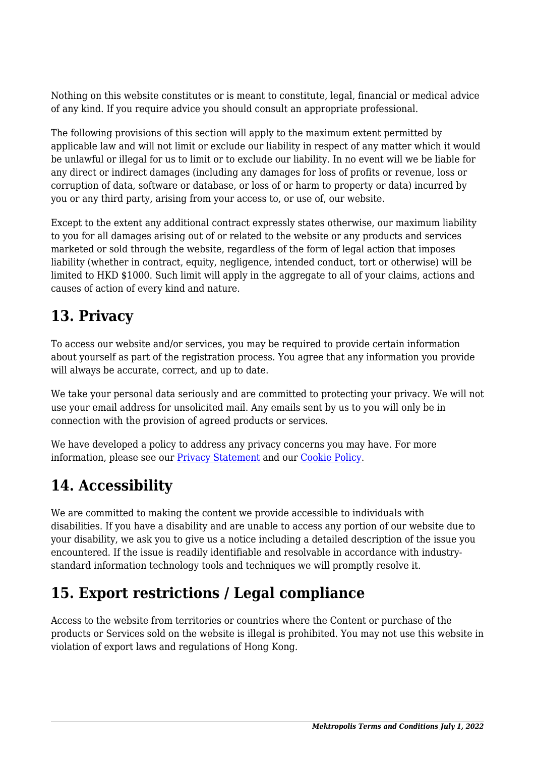Nothing on this website constitutes or is meant to constitute, legal, financial or medical advice of any kind. If you require advice you should consult an appropriate professional.

The following provisions of this section will apply to the maximum extent permitted by applicable law and will not limit or exclude our liability in respect of any matter which it would be unlawful or illegal for us to limit or to exclude our liability. In no event will we be liable for any direct or indirect damages (including any damages for loss of profits or revenue, loss or corruption of data, software or database, or loss of or harm to property or data) incurred by you or any third party, arising from your access to, or use of, our website.

Except to the extent any additional contract expressly states otherwise, our maximum liability to you for all damages arising out of or related to the website or any products and services marketed or sold through the website, regardless of the form of legal action that imposes liability (whether in contract, equity, negligence, intended conduct, tort or otherwise) will be limited to HKD $1000. Such limit will apply in the aggregate to all of your claims, actions and causes of action of every kind and nature.

## 13. Privacy

To access our website and/or services, you may be required to provide certain information about yourself as part of the registration process. You agree that any information you provide will always be accurate, correct, and up to date.

We take your personal data seriously and are committed to protecting your privacy. We will not use your email address for unsolicited mail. Any emails sent by us to you will only be in connection with the provision of agreed products or services.

We have developed a policy to address any privacy concerns you may have. For more information, please see our Privacy Statement and our Cookie Policy.

## 14. Accessibility

We are committed to making the content we provide accessible to individuals with disabilities. If you have a disability and are unable to access any portion of our website due to your disability, we ask you to give us a notice including a detailed description of the issue you encountered. If the issue is readily identifiable and resolvable in accordance with industry-standard information technology tools and techniques we will promptly resolve it.

## 15. Export restrictions / Legal compliance

Access to the website from territories or countries where the Content or purchase of the products or Services sold on the website is illegal is prohibited. You may not use this website in violation of export laws and regulations of Hong Kong.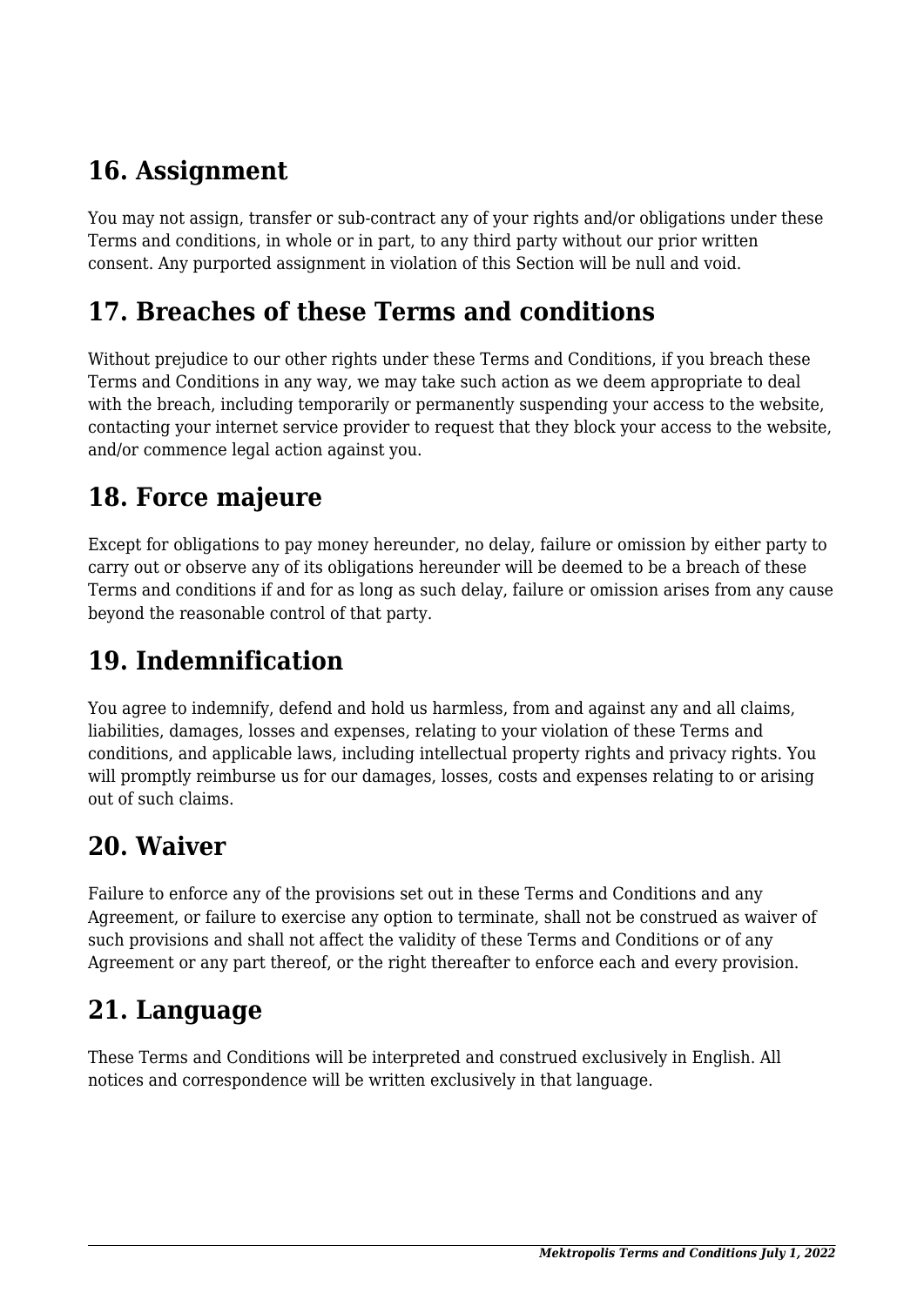## 16. Assignment

You may not assign, transfer or sub-contract any of your rights and/or obligations under these Terms and conditions, in whole or in part, to any third party without our prior written consent. Any purported assignment in violation of this Section will be null and void.

## 17. Breaches of these Terms and conditions

Without prejudice to our other rights under these Terms and Conditions, if you breach these Terms and Conditions in any way, we may take such action as we deem appropriate to deal with the breach, including temporarily or permanently suspending your access to the website, contacting your internet service provider to request that they block your access to the website, and/or commence legal action against you.

## 18. Force majeure

Except for obligations to pay money hereunder, no delay, failure or omission by either party to carry out or observe any of its obligations hereunder will be deemed to be a breach of these Terms and conditions if and for as long as such delay, failure or omission arises from any cause beyond the reasonable control of that party.

## 19. Indemnification

You agree to indemnify, defend and hold us harmless, from and against any and all claims, liabilities, damages, losses and expenses, relating to your violation of these Terms and conditions, and applicable laws, including intellectual property rights and privacy rights. You will promptly reimburse us for our damages, losses, costs and expenses relating to or arising out of such claims.

## 20. Waiver

Failure to enforce any of the provisions set out in these Terms and Conditions and any Agreement, or failure to exercise any option to terminate, shall not be construed as waiver of such provisions and shall not affect the validity of these Terms and Conditions or of any Agreement or any part thereof, or the right thereafter to enforce each and every provision.

## 21. Language

These Terms and Conditions will be interpreted and construed exclusively in English. All notices and correspondence will be written exclusively in that language.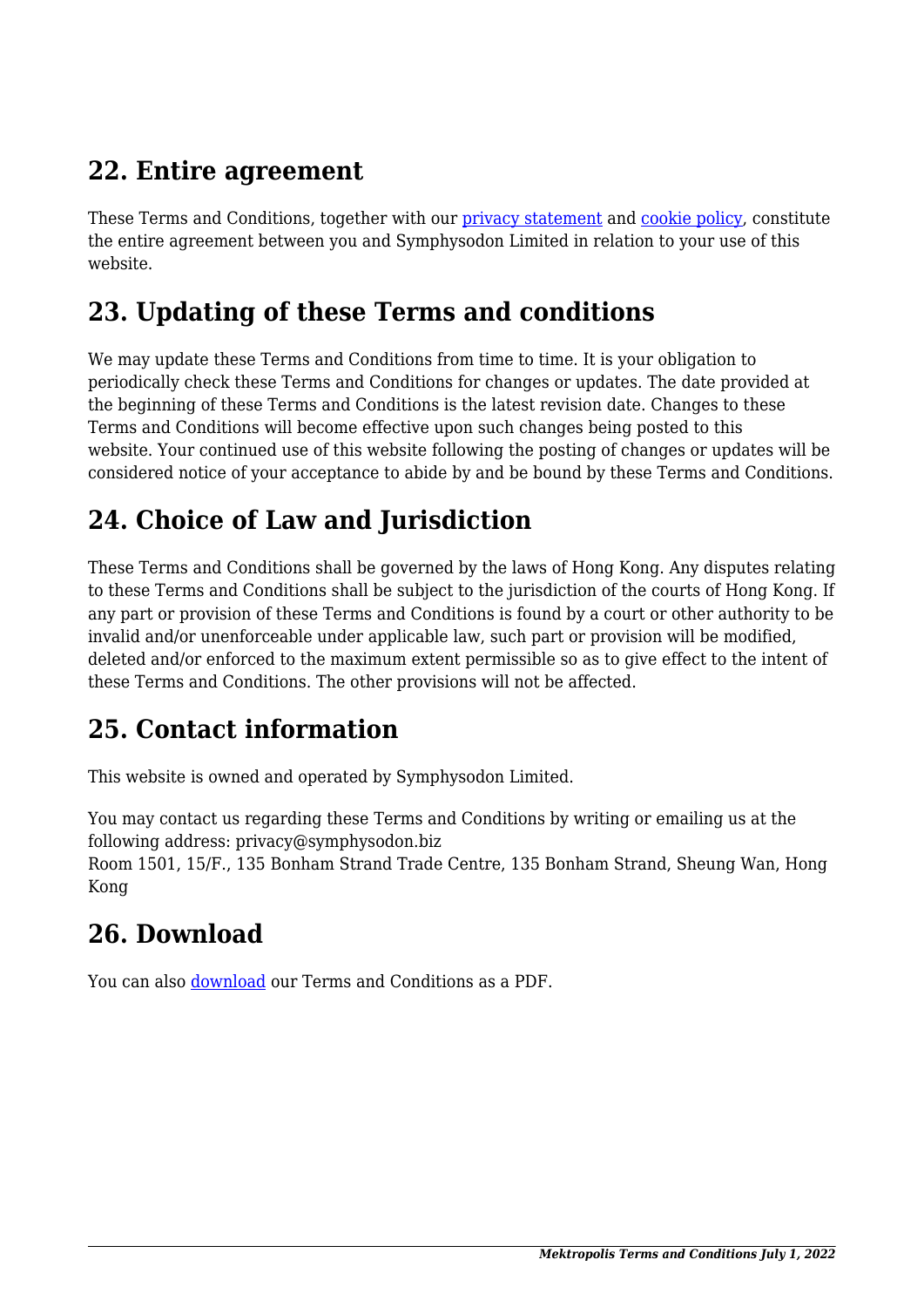## 22. Entire agreement

These Terms and Conditions, together with our privacy statement and cookie policy, constitute the entire agreement between you and Symphysodon Limited in relation to your use of this website.

## 23. Updating of these Terms and conditions

We may update these Terms and Conditions from time to time. It is your obligation to periodically check these Terms and Conditions for changes or updates. The date provided at the beginning of these Terms and Conditions is the latest revision date. Changes to these Terms and Conditions will become effective upon such changes being posted to this website. Your continued use of this website following the posting of changes or updates will be considered notice of your acceptance to abide by and be bound by these Terms and Conditions.

## 24. Choice of Law and Jurisdiction

These Terms and Conditions shall be governed by the laws of Hong Kong. Any disputes relating to these Terms and Conditions shall be subject to the jurisdiction of the courts of Hong Kong. If any part or provision of these Terms and Conditions is found by a court or other authority to be invalid and/or unenforceable under applicable law, such part or provision will be modified, deleted and/or enforced to the maximum extent permissible so as to give effect to the intent of these Terms and Conditions. The other provisions will not be affected.

## 25. Contact information

This website is owned and operated by Symphysodon Limited.

You may contact us regarding these Terms and Conditions by writing or emailing us at the following address: privacy@symphysodon.biz
Room 1501, 15/F., 135 Bonham Strand Trade Centre, 135 Bonham Strand, Sheung Wan, Hong Kong

## 26. Download

You can also download our Terms and Conditions as a PDF.